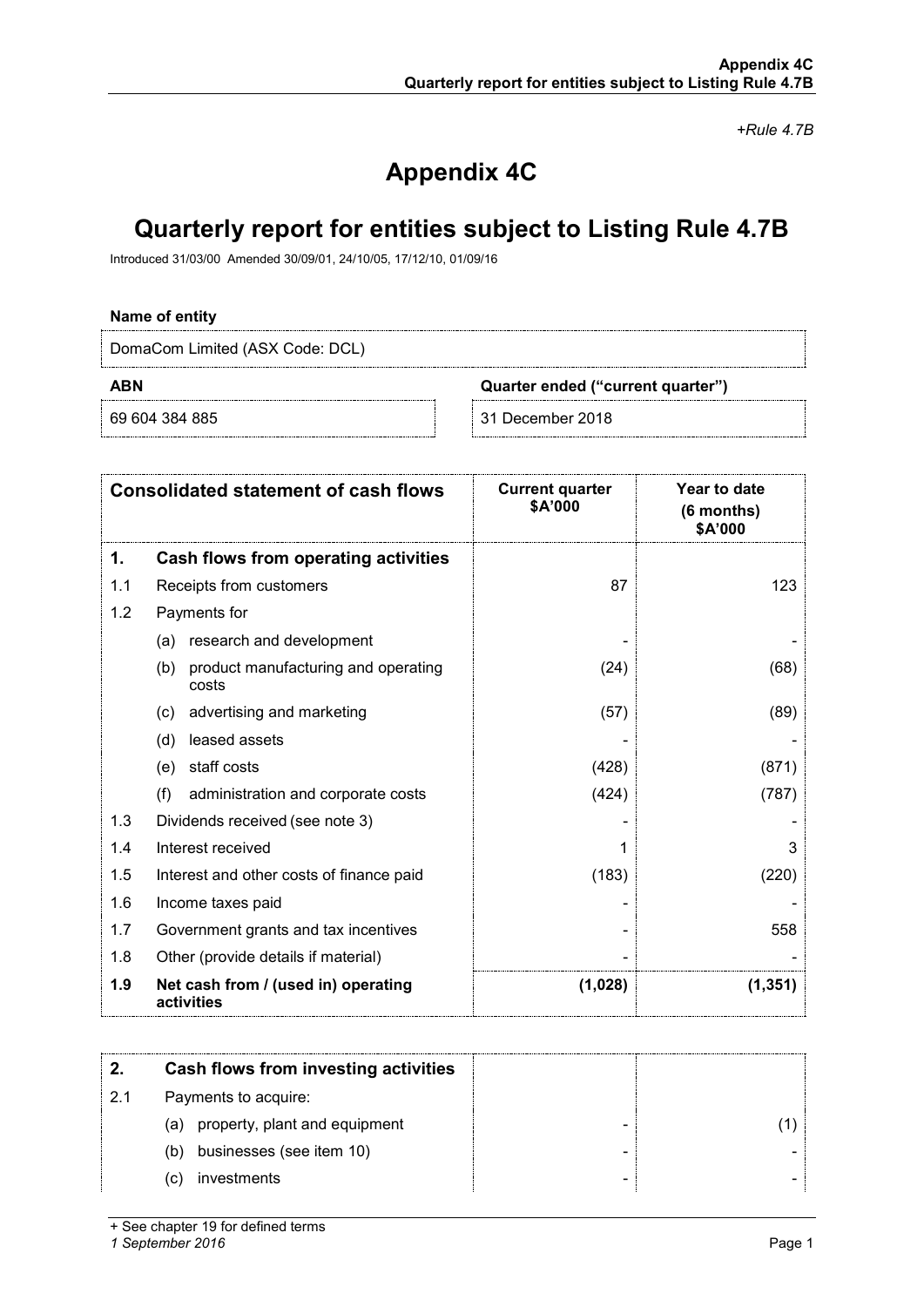*+Rule 4.7B*

# Appendix 4C

# Quarterly report for entities subject to Listing Rule 4.7B

Introduced 31/03/00 Amended 30/09/01, 24/10/05, 17/12/10, 01/09/16

**Name of entity**

DomaCom Limited (ASX Code: DCL)

| **ABN** | **Quarter ended ("current quarter")** |
|---|---|
| 69 604 384 885 | 31 December 2018 |

| **Consolidated statement of cash flows** | | **Current quarter $A'000** | **Year to date (6 months) $A'000** |
|---|---|---|---|
| **1.** | **Cash flows from operating activities** | | |
| 1.1 | Receipts from customers | 87 | 123 |
| 1.2 | Payments for | | |
| | (a) research and development | - | - |
| | (b) product manufacturing and operating costs | (24) | (68) |
| | (c) advertising and marketing | (57) | (89) |
| | (d) leased assets | - | - |
| | (e) staff costs | (428) | (871) |
| | (f) administration and corporate costs | (424) | (787) |
| 1.3 | Dividends received (see note 3) | - | - |
| 1.4 | Interest received | 1 | 3 |
| 1.5 | Interest and other costs of finance paid | (183) | (220) |
| 1.6 | Income taxes paid | - | - |
| 1.7 | Government grants and tax incentives | - | 558 |
| 1.8 | Other (provide details if material) | - | - |
| **1.9** | **Net cash from / (used in) operating activities** | **(1,028)** | **(1,351)** |

| **2.** | **Cash flows from investing activities** | | |
|---|---|---|---|
| 2.1 | Payments to acquire: | | |
| | (a) property, plant and equipment | - | (1) |
| | (b) businesses (see item 10) | - | - |
| | (c) investments | - | - |

+ See chapter 19 for defined terms

*1 September 2016*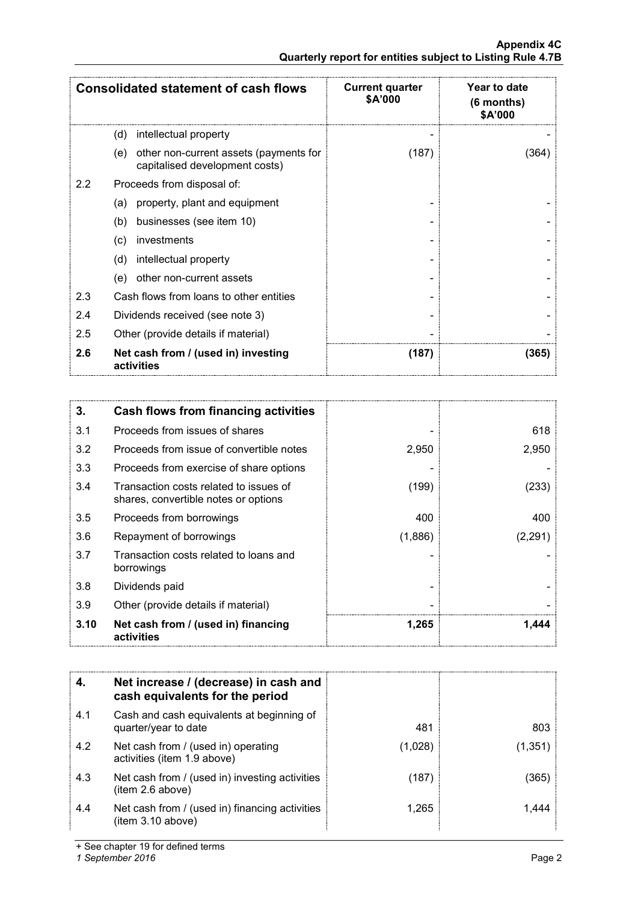| Consolidated statement of cash flows | | Current quarter $A'000 | Year to date (6 months) $A'000 |
|---|---|---|---|
| | (d) intellectual property | - | - |
| | (e) other non-current assets (payments for capitalised development costs) | (187) | (364) |
| 2.2 | Proceeds from disposal of: | | |
| | (a) property, plant and equipment | - | - |
| | (b) businesses (see item 10) | - | - |
| | (c) investments | - | - |
| | (d) intellectual property | - | - |
| | (e) other non-current assets | - | - |
| 2.3 | Cash flows from loans to other entities | - | - |
| 2.4 | Dividends received (see note 3) | - | - |
| 2.5 | Other (provide details if material) | - | - |
| **2.6** | **Net cash from / (used in) investing activities** | **(187)** | **(365)** |

| **3.** | **Cash flows from financing activities** | | |
|---|---|---|---|
| 3.1 | Proceeds from issues of shares | - | 618 |
| 3.2 | Proceeds from issue of convertible notes | 2,950 | 2,950 |
| 3.3 | Proceeds from exercise of share options | - | - |
| 3.4 | Transaction costs related to issues of shares, convertible notes or options | (199) | (233) |
| 3.5 | Proceeds from borrowings | 400 | 400 |
| 3.6 | Repayment of borrowings | (1,886) | (2,291) |
| 3.7 | Transaction costs related to loans and borrowings | - | - |
| 3.8 | Dividends paid | - | - |
| 3.9 | Other (provide details if material) | - | - |
| **3.10** | **Net cash from / (used in) financing activities** | **1,265** | **1,444** |

| **4.** | **Net increase / (decrease) in cash and cash equivalents for the period** | | |
|---|---|---|---|
| 4.1 | Cash and cash equivalents at beginning of quarter/year to date | 481 | 803 |
| 4.2 | Net cash from / (used in) operating activities (item 1.9 above) | (1,028) | (1,351) |
| 4.3 | Net cash from / (used in) investing activities (item 2.6 above) | (187) | (365) |
| 4.4 | Net cash from / (used in) financing activities (item 3.10 above) | 1,265 | 1,444 |

+ See chapter 19 for defined terms

*1 September 2016*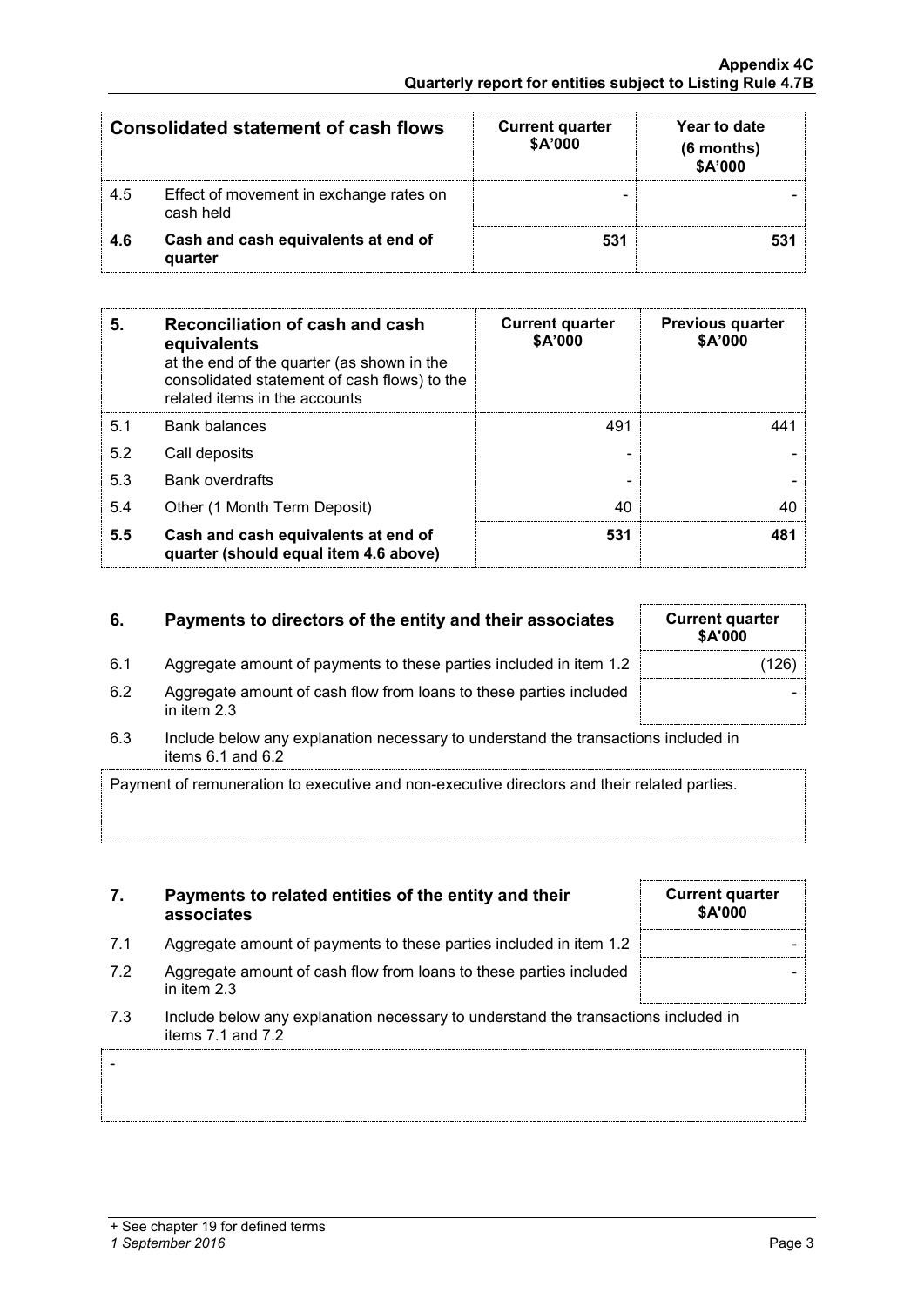| Consolidated statement of cash flows | | Current quarter $A'000 | Year to date (6 months) $A'000 |
|---|---|---|---|
| 4.5 | Effect of movement in exchange rates on cash held | - | - |
| **4.6** | **Cash and cash equivalents at end of quarter** | **531** | **531** |

| **5.** | **Reconciliation of cash and cash equivalents** at the end of the quarter (as shown in the consolidated statement of cash flows) to the related items in the accounts | **Current quarter $A'000** | **Previous quarter $A'000** |
|---|---|---|---|
| 5.1 | Bank balances | 491 | 441 |
| 5.2 | Call deposits | - | - |
| 5.3 | Bank overdrafts | - | - |
| 5.4 | Other (1 Month Term Deposit) | 40 | 40 |
| **5.5** | **Cash and cash equivalents at end of quarter (should equal item 4.6 above)** | **531** | **481** |

| **6.** | **Payments to directors of the entity and their associates** | **Current quarter $A'000** |
|---|---|---|
| 6.1 | Aggregate amount of payments to these parties included in item 1.2 | (126) |
| 6.2 | Aggregate amount of cash flow from loans to these parties included in item 2.3 | - |

6.3 Include below any explanation necessary to understand the transactions included in items 6.1 and 6.2

Payment of remuneration to executive and non-executive directors and their related parties.

| **7.** | **Payments to related entities of the entity and their associates** | **Current quarter $A'000** |
|---|---|---|
| 7.1 | Aggregate amount of payments to these parties included in item 1.2 | - |
| 7.2 | Aggregate amount of cash flow from loans to these parties included in item 2.3 | - |

7.3 Include below any explanation necessary to understand the transactions included in items 7.1 and 7.2

-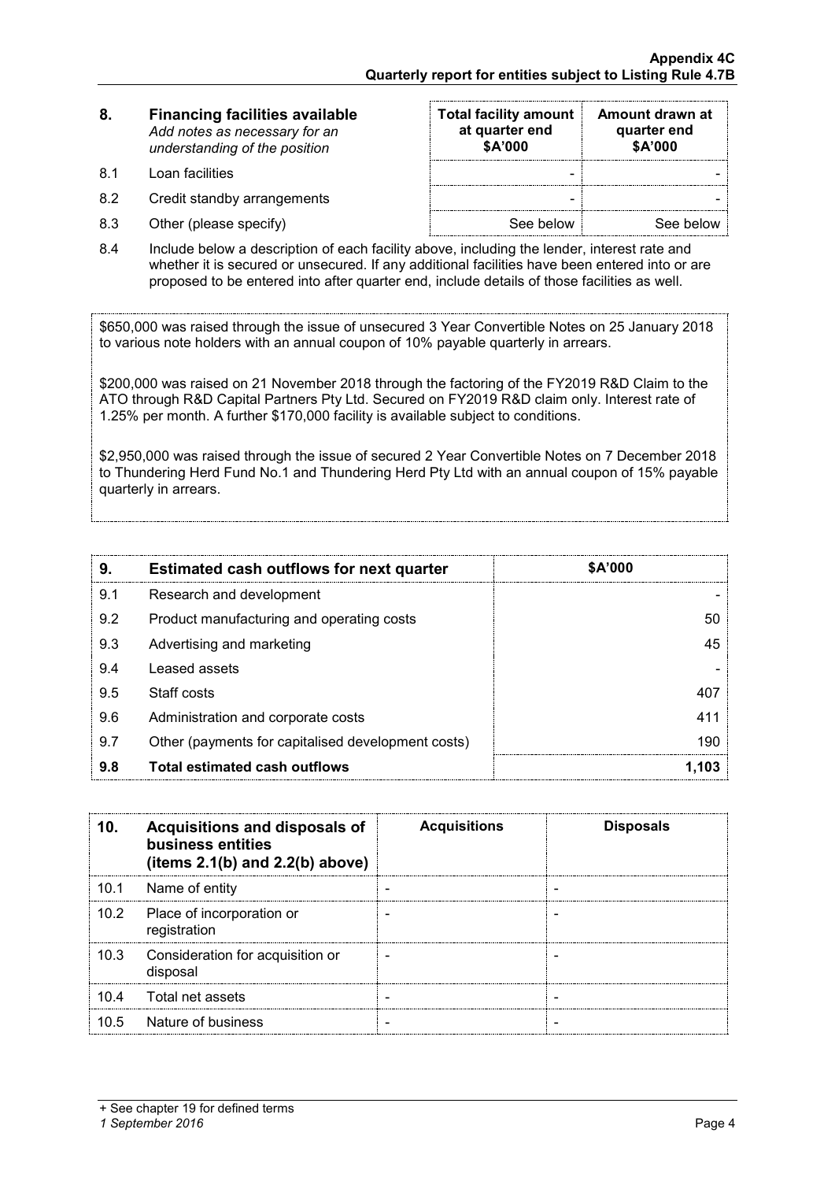| 8. | **Financing facilities available**<br>*Add notes as necessary for an understanding of the position* | **Total facility amount at quarter end $A'000** | **Amount drawn at quarter end $A'000** |
|---|---|---|---|
| 8.1 | Loan facilities | - | - |
| 8.2 | Credit standby arrangements | - | - |
| 8.3 | Other (please specify) | See below | See below |

8.4 Include below a description of each facility above, including the lender, interest rate and whether it is secured or unsecured. If any additional facilities have been entered into or are proposed to be entered into after quarter end, include details of those facilities as well.

$650,000 was raised through the issue of unsecured 3 Year Convertible Notes on 25 January 2018 to various note holders with an annual coupon of 10% payable quarterly in arrears.

$200,000 was raised on 21 November 2018 through the factoring of the FY2019 R&D Claim to the ATO through R&D Capital Partners Pty Ltd. Secured on FY2019 R&D claim only. Interest rate of 1.25% per month. A further $170,000 facility is available subject to conditions.

$2,950,000 was raised through the issue of secured 2 Year Convertible Notes on 7 December 2018 to Thundering Herd Fund No.1 and Thundering Herd Pty Ltd with an annual coupon of 15% payable quarterly in arrears.

| 9. | **Estimated cash outflows for next quarter** | **$A'000** |
|---|---|---|
| 9.1 | Research and development | - |
| 9.2 | Product manufacturing and operating costs | 50 |
| 9.3 | Advertising and marketing | 45 |
| 9.4 | Leased assets | - |
| 9.5 | Staff costs | 407 |
| 9.6 | Administration and corporate costs | 411 |
| 9.7 | Other (payments for capitalised development costs) | 190 |
| **9.8** | **Total estimated cash outflows** | **1,103** |

| 10. | **Acquisitions and disposals of business entities (items 2.1(b) and 2.2(b) above)** | **Acquisitions** | **Disposals** |
|---|---|---|---|
| 10.1 | Name of entity | - | - |
| 10.2 | Place of incorporation or registration | - | - |
| 10.3 | Consideration for acquisition or disposal | - | - |
| 10.4 | Total net assets | - | - |
| 10.5 | Nature of business | - | - |

+ See chapter 19 for defined terms

*1 September 2016*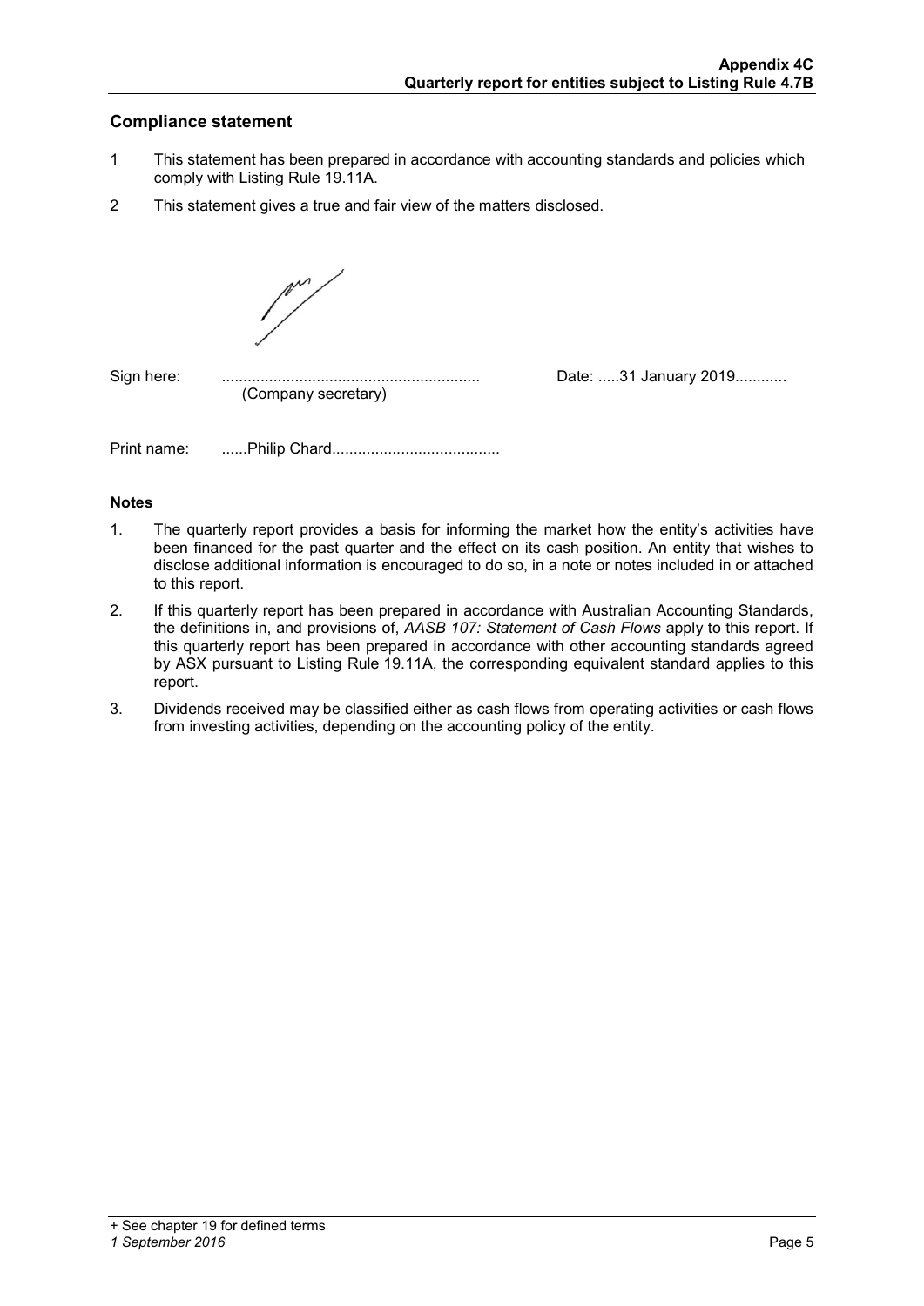## Compliance statement

1 This statement has been prepared in accordance with accounting standards and policies which comply with Listing Rule 19.11A.

2 This statement gives a true and fair view of the matters disclosed.

Sign here: ............................................................ Date: .....31 January 2019............
(Company secretary)

Print name: ......Philip Chard.......................................

### Notes

1. The quarterly report provides a basis for informing the market how the entity's activities have been financed for the past quarter and the effect on its cash position. An entity that wishes to disclose additional information is encouraged to do so, in a note or notes included in or attached to this report.
2. If this quarterly report has been prepared in accordance with Australian Accounting Standards, the definitions in, and provisions of, *AASB 107: Statement of Cash Flows* apply to this report. If this quarterly report has been prepared in accordance with other accounting standards agreed by ASX pursuant to Listing Rule 19.11A, the corresponding equivalent standard applies to this report.
3. Dividends received may be classified either as cash flows from operating activities or cash flows from investing activities, depending on the accounting policy of the entity.

+ See chapter 19 for defined terms